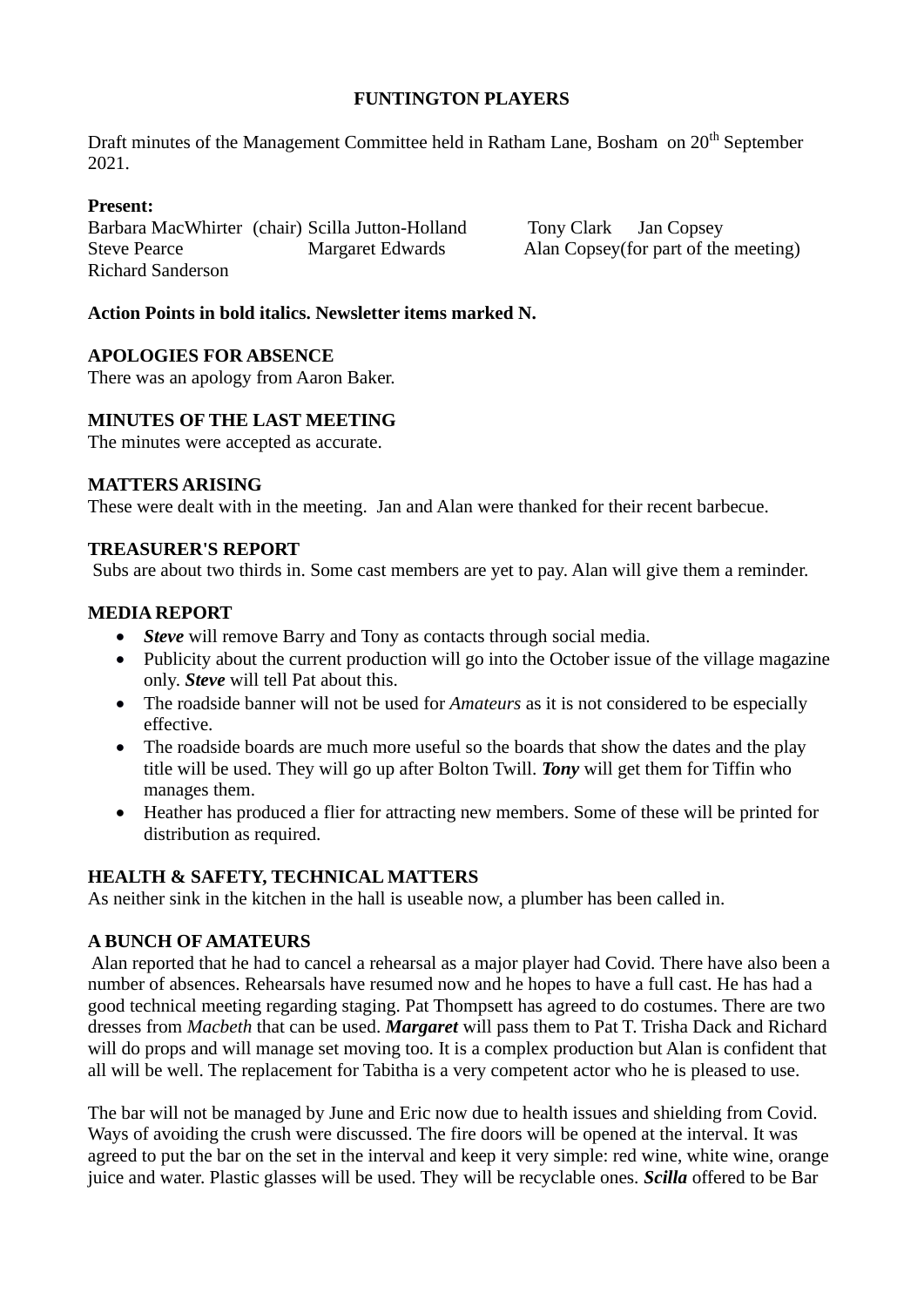**FUNTINGTON PLAYERS**

Draft minutes of the Management Committee held in Ratham Lane, Bosham on 20th September 2021.

**Present:**

Barbara MacWhirter (chair) Scilla Jutton-Holland Tony Clark Jan Copsey
Steve Pearce Margaret Edwards Alan Copsey(for part of the meeting)
Richard Sanderson

**Action Points in bold italics. Newsletter items marked N.**

**APOLOGIES FOR ABSENCE**

There was an apology from Aaron Baker.

**MINUTES OF THE LAST MEETING**

The minutes were accepted as accurate.

**MATTERS ARISING**

These were dealt with in the meeting. Jan and Alan were thanked for their recent barbecue.

**TREASURER'S REPORT**

Subs are about two thirds in. Some cast members are yet to pay. Alan will give them a reminder.

**MEDIA REPORT**

- ***Steve*** will remove Barry and Tony as contacts through social media.
- Publicity about the current production will go into the October issue of the village magazine only. ***Steve*** will tell Pat about this.
- The roadside banner will not be used for *Amateurs* as it is not considered to be especially effective.
- The roadside boards are much more useful so the boards that show the dates and the play title will be used. They will go up after Bolton Twill. ***Tony*** will get them for Tiffin who manages them.
- Heather has produced a flier for attracting new members. Some of these will be printed for distribution as required.

**HEALTH & SAFETY, TECHNICAL MATTERS**

As neither sink in the kitchen in the hall is useable now, a plumber has been called in.

**A BUNCH OF AMATEURS**

Alan reported that he had to cancel a rehearsal as a major player had Covid. There have also been a number of absences. Rehearsals have resumed now and he hopes to have a full cast. He has had a good technical meeting regarding staging. Pat Thompsett has agreed to do costumes. There are two dresses from *Macbeth* that can be used. ***Margaret*** will pass them to Pat T. Trisha Dack and Richard will do props and will manage set moving too. It is a complex production but Alan is confident that all will be well. The replacement for Tabitha is a very competent actor who he is pleased to use.

The bar will not be managed by June and Eric now due to health issues and shielding from Covid. Ways of avoiding the crush were discussed. The fire doors will be opened at the interval. It was agreed to put the bar on the set in the interval and keep it very simple: red wine, white wine, orange juice and water. Plastic glasses will be used. They will be recyclable ones. ***Scilla*** offered to be Bar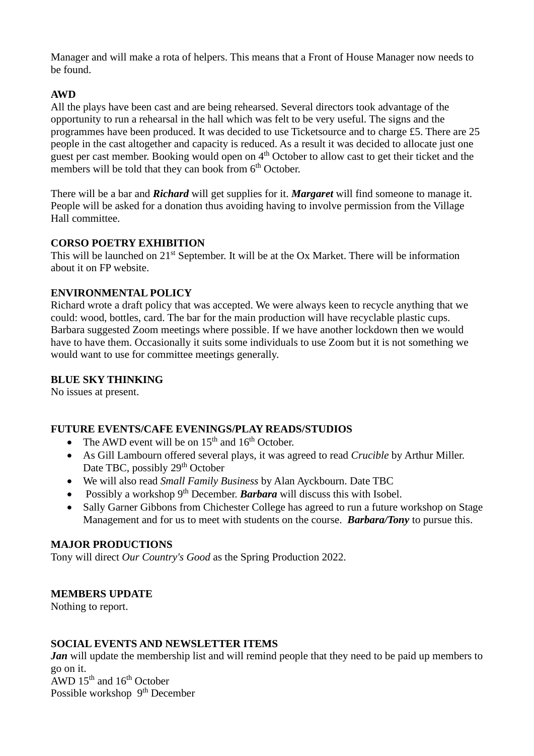Manager and will make a rota of helpers. This means that a Front of House Manager now needs to be found.

**AWD**

All the plays have been cast and are being rehearsed. Several directors took advantage of the opportunity to run a rehearsal in the hall which was felt to be very useful. The signs and the programmes have been produced. It was decided to use Ticketsource and to charge £5. There are 25 people in the cast altogether and capacity is reduced. As a result it was decided to allocate just one guest per cast member. Booking would open on 4th October to allow cast to get their ticket and the members will be told that they can book from 6th October.

There will be a bar and ***Richard*** will get supplies for it. ***Margaret*** will find someone to manage it. People will be asked for a donation thus avoiding having to involve permission from the Village Hall committee.

**CORSO POETRY EXHIBITION**

This will be launched on 21st September. It will be at the Ox Market. There will be information about it on FP website.

**ENVIRONMENTAL POLICY**

Richard wrote a draft policy that was accepted. We were always keen to recycle anything that we could: wood, bottles, card. The bar for the main production will have recyclable plastic cups. Barbara suggested Zoom meetings where possible. If we have another lockdown then we would have to have them. Occasionally it suits some individuals to use Zoom but it is not something we would want to use for committee meetings generally.

**BLUE SKY THINKING**

No issues at present.

**FUTURE EVENTS/CAFE EVENINGS/PLAY READS/STUDIOS**

- The AWD event will be on 15th and 16th October.
- As Gill Lambourn offered several plays, it was agreed to read *Crucible* by Arthur Miller. Date TBC, possibly 29th October
- We will also read *Small Family Business* by Alan Ayckbourn. Date TBC
- Possibly a workshop 9th December. ***Barbara*** will discuss this with Isobel.
- Sally Garner Gibbons from Chichester College has agreed to run a future workshop on Stage Management and for us to meet with students on the course. ***Barbara/Tony*** to pursue this.

**MAJOR PRODUCTIONS**

Tony will direct *Our Country's Good* as the Spring Production 2022.

**MEMBERS UPDATE**

Nothing to report.

**SOCIAL EVENTS AND NEWSLETTER ITEMS**

***Jan*** will update the membership list and will remind people that they need to be paid up members to go on it.
AWD 15th and 16th October
Possible workshop 9th December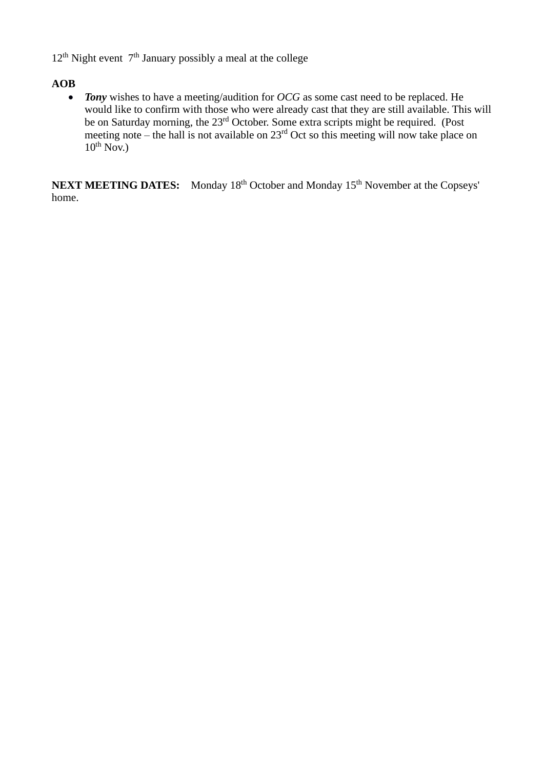12th Night event  7th January possibly a meal at the college

**AOB**

- ***Tony*** wishes to have a meeting/audition for *OCG* as some cast need to be replaced. He would like to confirm with those who were already cast that they are still available. This will be on Saturday morning, the 23rd October. Some extra scripts might be required.  (Post meeting note – the hall is not available on 23rd Oct so this meeting will now take place on 10th Nov.)

**NEXT MEETING DATES:**    Monday 18th October and Monday 15th November at the Copseys' home.